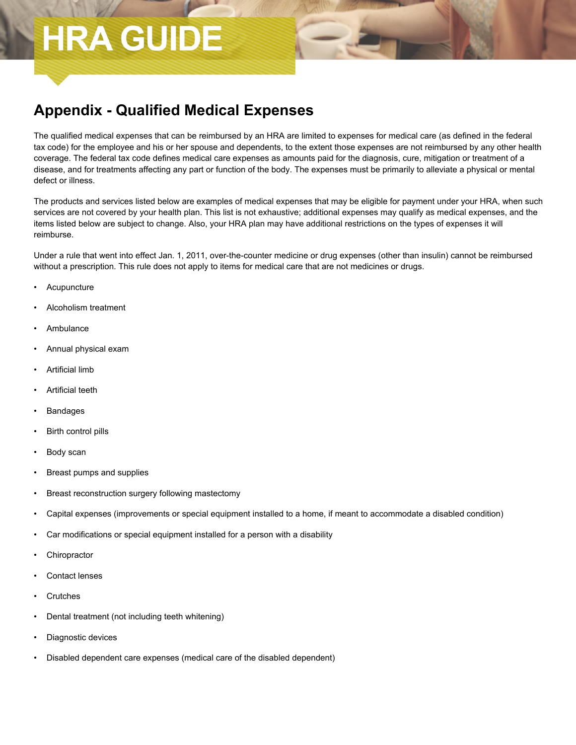# HRA GUIDE

## Appendix - Qualified Medical Expenses

The qualified medical expenses that can be reimbursed by an HRA are limited to expenses for medical care (as defined in the federal tax code) for the employee and his or her spouse and dependents, to the extent those expenses are not reimbursed by any other health coverage. The federal tax code defines medical care expenses as amounts paid for the diagnosis, cure, mitigation or treatment of a disease, and for treatments affecting any part or function of the body. The expenses must be primarily to alleviate a physical or mental defect or illness.

The products and services listed below are examples of medical expenses that may be eligible for payment under your HRA, when such services are not covered by your health plan. This list is not exhaustive; additional expenses may qualify as medical expenses, and the items listed below are subject to change. Also, your HRA plan may have additional restrictions on the types of expenses it will reimburse.

Under a rule that went into effect Jan. 1, 2011, over-the-counter medicine or drug expenses (other than insulin) cannot be reimbursed without a prescription. This rule does not apply to items for medical care that are not medicines or drugs.

- Acupuncture
- Alcoholism treatment
- Ambulance
- Annual physical exam
- Artificial limb
- Artificial teeth
- Bandages
- Birth control pills
- Body scan
- Breast pumps and supplies
- Breast reconstruction surgery following mastectomy
- Capital expenses (improvements or special equipment installed to a home, if meant to accommodate a disabled condition)
- Car modifications or special equipment installed for a person with a disability
- Chiropractor
- Contact lenses
- Crutches
- Dental treatment (not including teeth whitening)
- Diagnostic devices
- Disabled dependent care expenses (medical care of the disabled dependent)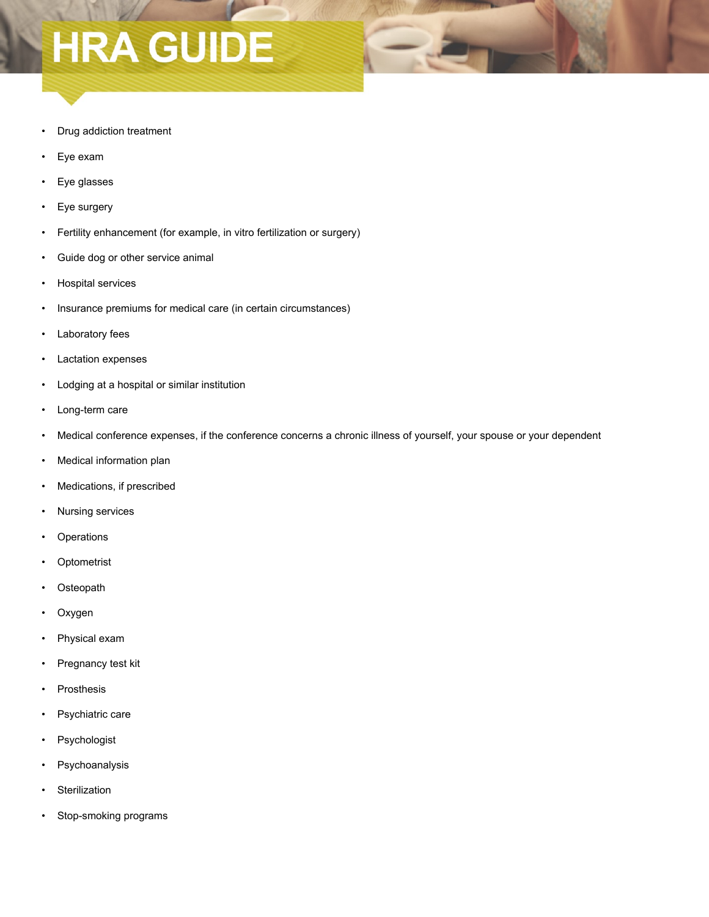# HRA GUIDE

- Drug addiction treatment
- Eye exam
- Eye glasses
- Eye surgery
- Fertility enhancement (for example, in vitro fertilization or surgery)
- Guide dog or other service animal
- Hospital services
- Insurance premiums for medical care (in certain circumstances)
- Laboratory fees
- Lactation expenses
- Lodging at a hospital or similar institution
- Long-term care
- Medical conference expenses, if the conference concerns a chronic illness of yourself, your spouse or your dependent
- Medical information plan
- Medications, if prescribed
- Nursing services
- Operations
- Optometrist
- Osteopath
- Oxygen
- Physical exam
- Pregnancy test kit
- Prosthesis
- Psychiatric care
- Psychologist
- Psychoanalysis
- Sterilization
- Stop-smoking programs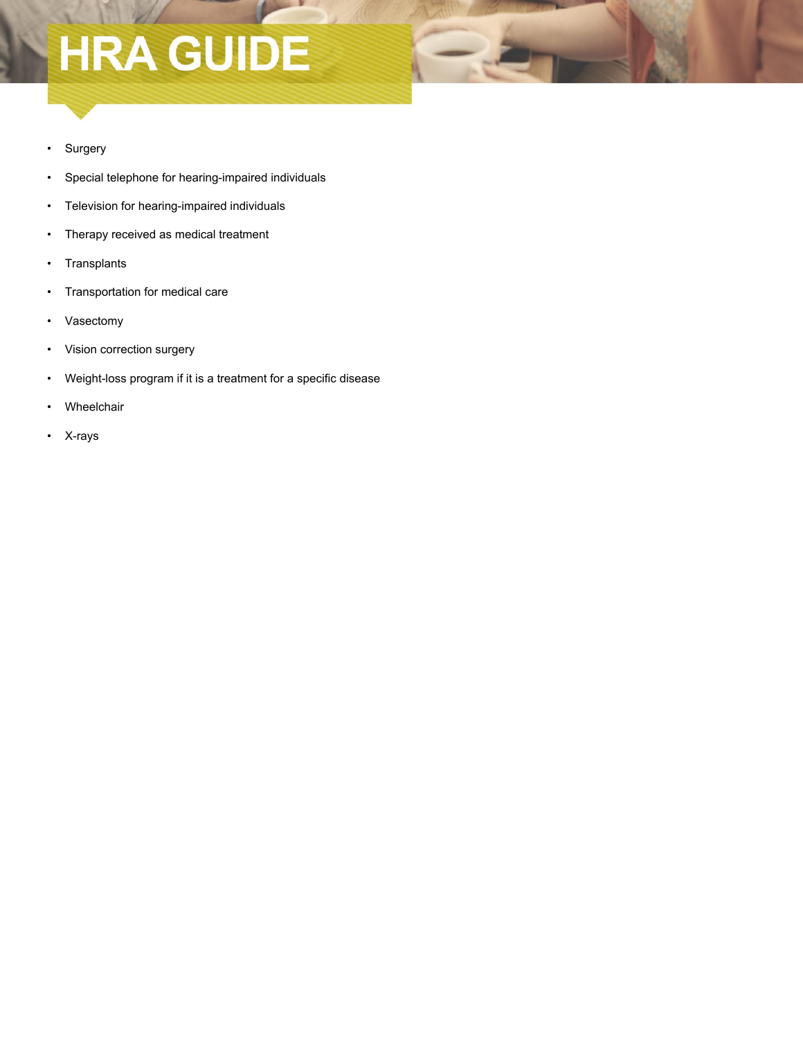# HRA GUIDE

- Surgery
- Special telephone for hearing-impaired individuals
- Television for hearing-impaired individuals
- Therapy received as medical treatment
- Transplants
- Transportation for medical care
- Vasectomy
- Vision correction surgery
- Weight-loss program if it is a treatment for a specific disease
- Wheelchair
- X-rays